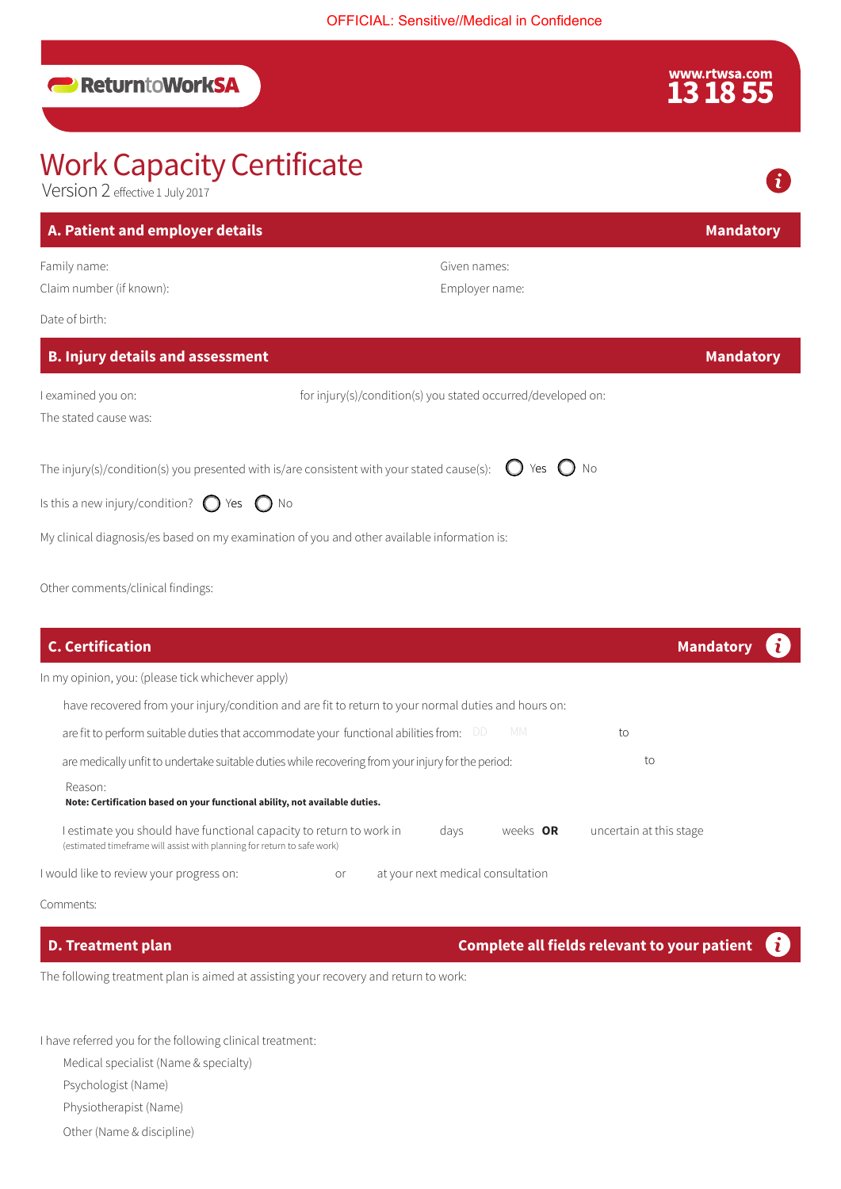OFFICIAL: Sensitive//Medical in Confidence

ReturntoWorkSA

www.rtwsa.com
13 18 55

# Work Capacity Certificate

Version 2 effective 1 July 2017

## A. Patient and employer details — Mandatory

Family name:

Given names:

Claim number (if known):

Employer name:

Date of birth:

## B. Injury details and assessment — Mandatory

I examined you on:

for injury(s)/condition(s) you stated occurred/developed on:

The stated cause was:

The injury(s)/condition(s) you presented with is/are consistent with your stated cause(s): ◯ Yes ◯ No

Is this a new injury/condition? ◯ Yes ◯ No

My clinical diagnosis/es based on my examination of you and other available information is:

Other comments/clinical findings:

## C. Certification — Mandatory

In my opinion, you: (please tick whichever apply)

- have recovered from your injury/condition and are fit to return to your normal duties and hours on:
- are fit to perform suitable duties that accommodate your functional abilities from: DD MM to
- are medically unfit to undertake suitable duties while recovering from your injury for the period: to

Reason:

**Note: Certification based on your functional ability, not available duties.**

I estimate you should have functional capacity to return to work in days weeks **OR** uncertain at this stage
(estimated timeframe will assist with planning for return to safe work)

I would like to review your progress on: or at your next medical consultation

Comments:

## D. Treatment plan — Complete all fields relevant to your patient

The following treatment plan is aimed at assisting your recovery and return to work:

I have referred you for the following clinical treatment:

- Medical specialist (Name & specialty)
- Psychologist (Name)
- Physiotherapist (Name)
- Other (Name & discipline)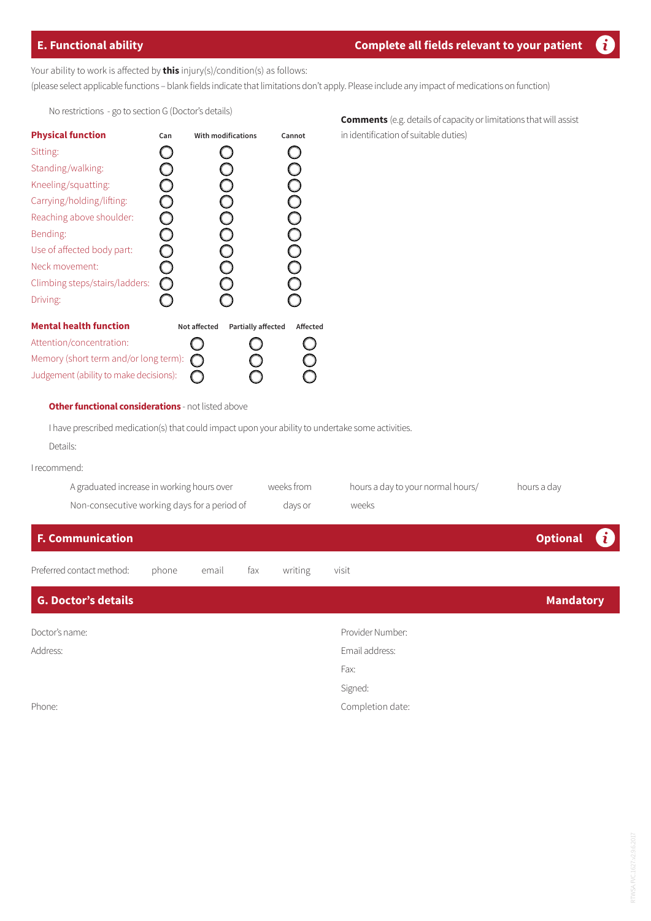## E. Functional ability

**Complete all fields relevant to your patient**

Your ability to work is affected by **this** injury(s)/condition(s) as follows:
(please select applicable functions – blank fields indicate that limitations don't apply. Please include any impact of medications on function)

No restrictions - go to section G (Doctor's details)

| Physical function | Can | With modifications | Cannot |
|---|---|---|---|
| Sitting: | ◯ | ◯ | ◯ |
| Standing/walking: | ◯ | ◯ | ◯ |
| Kneeling/squatting: | ◯ | ◯ | ◯ |
| Carrying/holding/lifting: | ◯ | ◯ | ◯ |
| Reaching above shoulder: | ◯ | ◯ | ◯ |
| Bending: | ◯ | ◯ | ◯ |
| Use of affected body part: | ◯ | ◯ | ◯ |
| Neck movement: | ◯ | ◯ | ◯ |
| Climbing steps/stairs/ladders: | ◯ | ◯ | ◯ |
| Driving: | ◯ | ◯ | ◯ |

| Mental health function | Not affected | Partially affected | Affected |
|---|---|---|---|
| Attention/concentration: | ◯ | ◯ | ◯ |
| Memory (short term and/or long term): | ◯ | ◯ | ◯ |
| Judgement (ability to make decisions): | ◯ | ◯ | ◯ |

**Comments** (e.g. details of capacity or limitations that will assist in identification of suitable duties)

**Other functional considerations** - not listed above

I have prescribed medication(s) that could impact upon your ability to undertake some activities.

Details:

I recommend:

A graduated increase in working hours over weeks from hours a day to your normal hours/ hours a day

Non-consecutive working days for a period of days or weeks

## F. Communication

**Optional**

Preferred contact method: phone email fax writing visit

## G. Doctor's details

**Mandatory**

Doctor's name:

Address:

Phone:

Provider Number:

Email address:

Fax:

Signed:

Completion date: